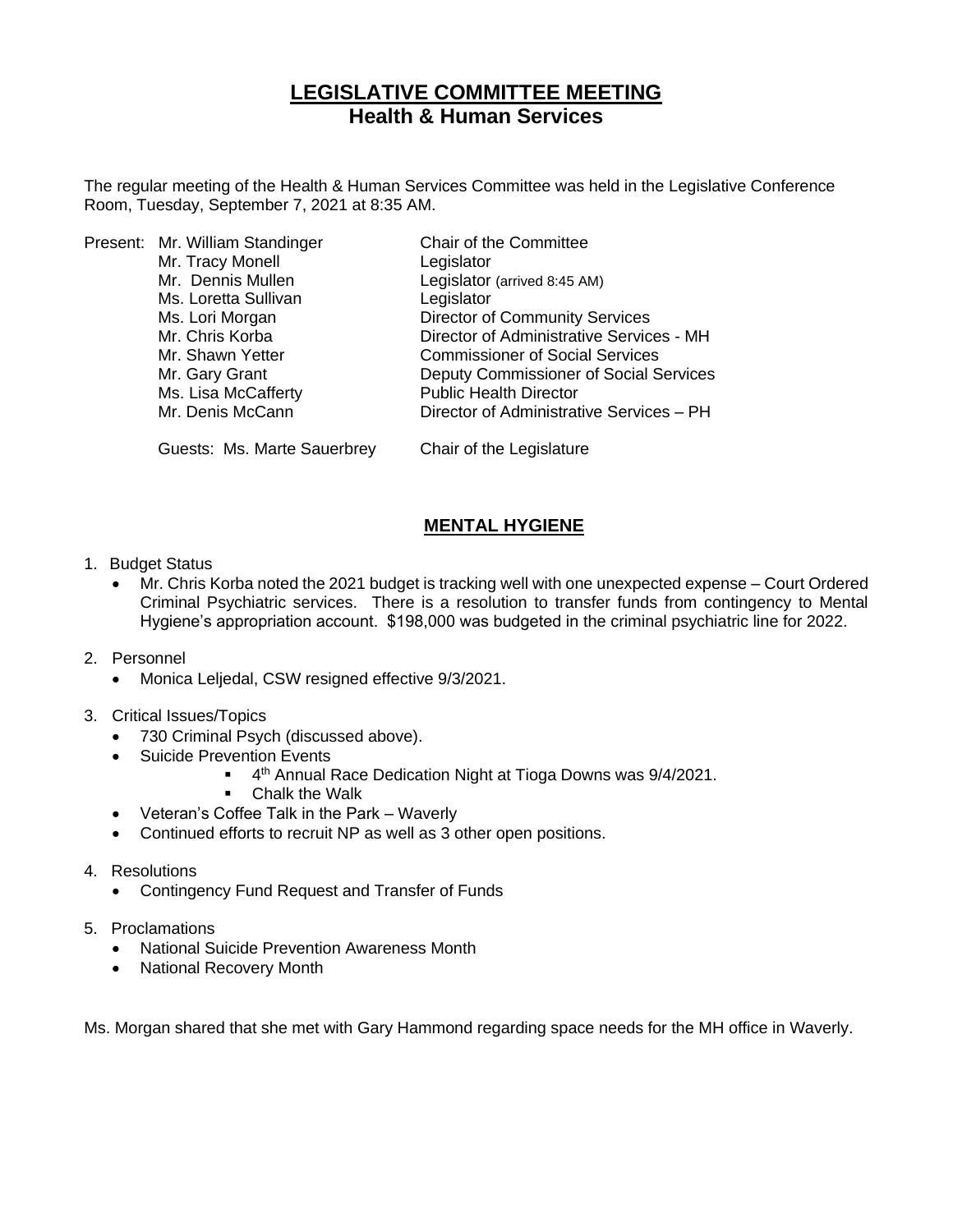# LEGISLATIVE COMMITTEE MEETING
## Health & Human Services

The regular meeting of the Health & Human Services Committee was held in the Legislative Conference Room, Tuesday, September 7, 2021 at 8:35 AM.

| | | |
|---|---|---|
| Present: | Mr. William Standinger | Chair of the Committee |
| | Mr. Tracy Monell | Legislator |
| | Mr. Dennis Mullen | Legislator (arrived 8:45 AM) |
| | Ms. Loretta Sullivan | Legislator |
| | Ms. Lori Morgan | Director of Community Services |
| | Mr. Chris Korba | Director of Administrative Services - MH |
| | Mr. Shawn Yetter | Commissioner of Social Services |
| | Mr. Gary Grant | Deputy Commissioner of Social Services |
| | Ms. Lisa McCafferty | Public Health Director |
| | Mr. Denis McCann | Director of Administrative Services – PH |
| | Guests: Ms. Marte Sauerbrey | Chair of the Legislature |

## MENTAL HYGIENE

1. Budget Status
   - Mr. Chris Korba noted the 2021 budget is tracking well with one unexpected expense – Court Ordered Criminal Psychiatric services. There is a resolution to transfer funds from contingency to Mental Hygiene's appropriation account. $198,000 was budgeted in the criminal psychiatric line for 2022.
2. Personnel
   - Monica Leljedal, CSW resigned effective 9/3/2021.
3. Critical Issues/Topics
   - 730 Criminal Psych (discussed above).
   - Suicide Prevention Events
     - 4th Annual Race Dedication Night at Tioga Downs was 9/4/2021.
     - Chalk the Walk
   - Veteran's Coffee Talk in the Park – Waverly
   - Continued efforts to recruit NP as well as 3 other open positions.
4. Resolutions
   - Contingency Fund Request and Transfer of Funds
5. Proclamations
   - National Suicide Prevention Awareness Month
   - National Recovery Month

Ms. Morgan shared that she met with Gary Hammond regarding space needs for the MH office in Waverly.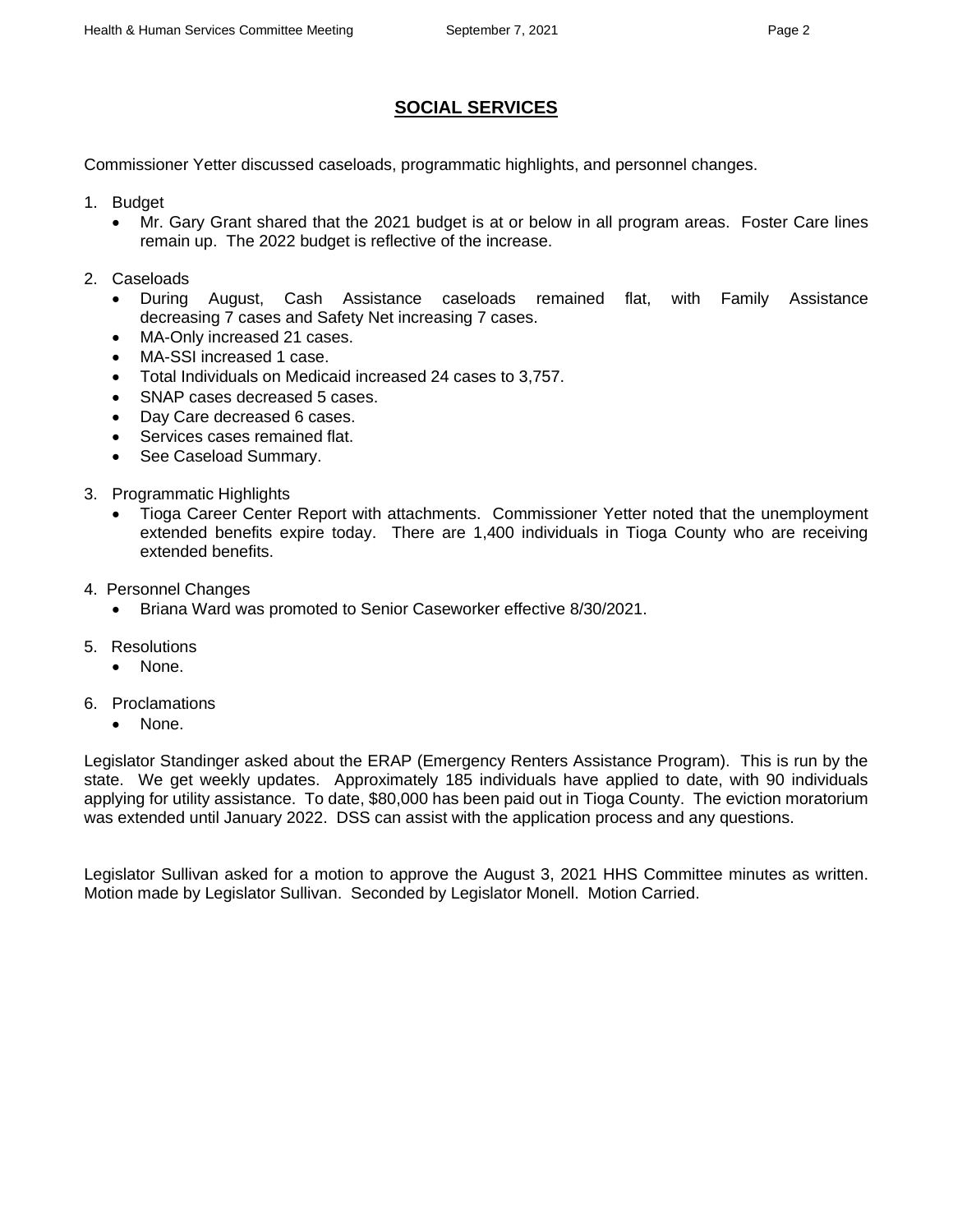## SOCIAL SERVICES

Commissioner Yetter discussed caseloads, programmatic highlights, and personnel changes.

1. Budget
   - Mr. Gary Grant shared that the 2021 budget is at or below in all program areas. Foster Care lines remain up. The 2022 budget is reflective of the increase.

2. Caseloads
   - During August, Cash Assistance caseloads remained flat, with Family Assistance decreasing 7 cases and Safety Net increasing 7 cases.
   - MA-Only increased 21 cases.
   - MA-SSI increased 1 case.
   - Total Individuals on Medicaid increased 24 cases to 3,757.
   - SNAP cases decreased 5 cases.
   - Day Care decreased 6 cases.
   - Services cases remained flat.
   - See Caseload Summary.

3. Programmatic Highlights
   - Tioga Career Center Report with attachments. Commissioner Yetter noted that the unemployment extended benefits expire today. There are 1,400 individuals in Tioga County who are receiving extended benefits.

4. Personnel Changes
   - Briana Ward was promoted to Senior Caseworker effective 8/30/2021.

5. Resolutions
   - None.

6. Proclamations
   - None.

Legislator Standinger asked about the ERAP (Emergency Renters Assistance Program). This is run by the state. We get weekly updates. Approximately 185 individuals have applied to date, with 90 individuals applying for utility assistance. To date, $80,000 has been paid out in Tioga County. The eviction moratorium was extended until January 2022. DSS can assist with the application process and any questions.

Legislator Sullivan asked for a motion to approve the August 3, 2021 HHS Committee minutes as written. Motion made by Legislator Sullivan. Seconded by Legislator Monell. Motion Carried.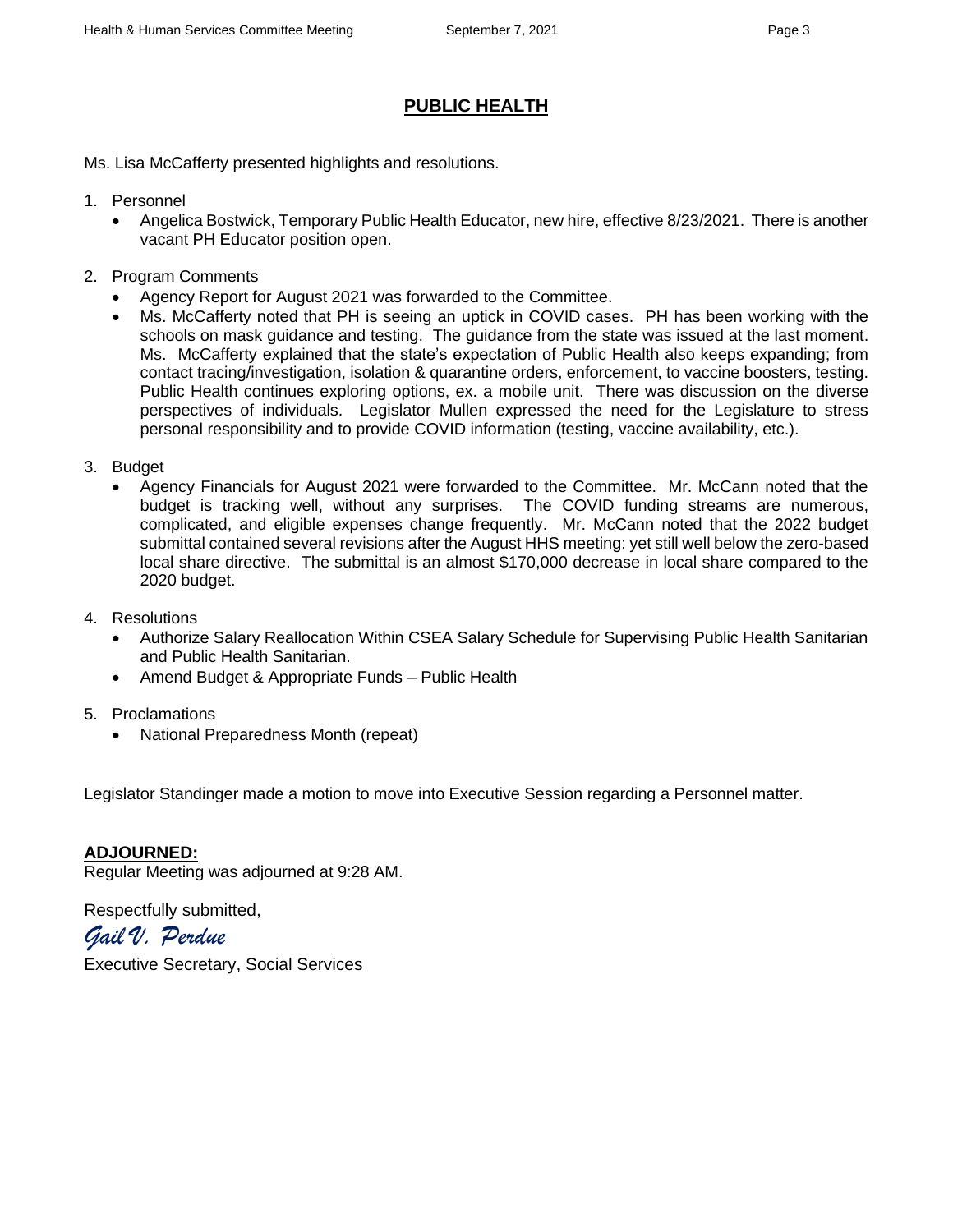## PUBLIC HEALTH

Ms. Lisa McCafferty presented highlights and resolutions.

1. Personnel
   - Angelica Bostwick, Temporary Public Health Educator, new hire, effective 8/23/2021. There is another vacant PH Educator position open.

2. Program Comments
   - Agency Report for August 2021 was forwarded to the Committee.
   - Ms. McCafferty noted that PH is seeing an uptick in COVID cases. PH has been working with the schools on mask guidance and testing. The guidance from the state was issued at the last moment. Ms. McCafferty explained that the state's expectation of Public Health also keeps expanding; from contact tracing/investigation, isolation & quarantine orders, enforcement, to vaccine boosters, testing. Public Health continues exploring options, ex. a mobile unit. There was discussion on the diverse perspectives of individuals. Legislator Mullen expressed the need for the Legislature to stress personal responsibility and to provide COVID information (testing, vaccine availability, etc.).

3. Budget
   - Agency Financials for August 2021 were forwarded to the Committee. Mr. McCann noted that the budget is tracking well, without any surprises. The COVID funding streams are numerous, complicated, and eligible expenses change frequently. Mr. McCann noted that the 2022 budget submittal contained several revisions after the August HHS meeting: yet still well below the zero-based local share directive. The submittal is an almost $170,000 decrease in local share compared to the 2020 budget.

4. Resolutions
   - Authorize Salary Reallocation Within CSEA Salary Schedule for Supervising Public Health Sanitarian and Public Health Sanitarian.
   - Amend Budget & Appropriate Funds – Public Health

5. Proclamations
   - National Preparedness Month (repeat)

Legislator Standinger made a motion to move into Executive Session regarding a Personnel matter.

**ADJOURNED:**
Regular Meeting was adjourned at 9:28 AM.

Respectfully submitted,

*Gail V. Perdue*

Executive Secretary, Social Services